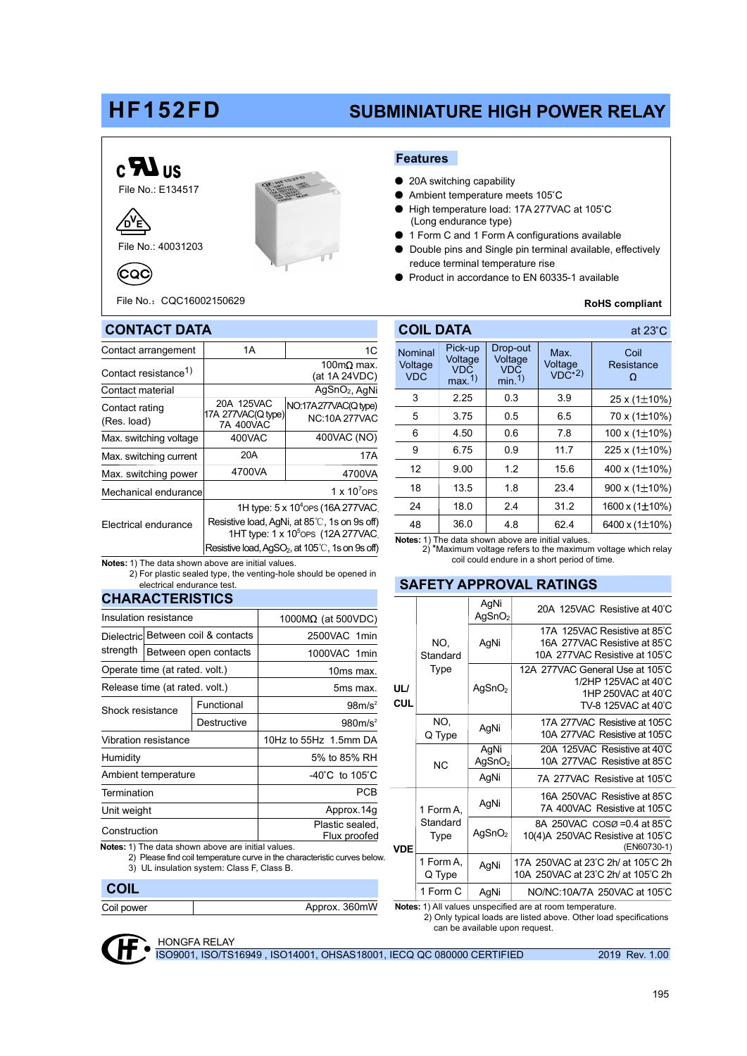# HF152FD

## SUBMINIATURE HIGH POWER RELAY

File No.: E134517

File No.: 40031203

File No.：CQC16002150629

## Features

- 20A switching capability
- Ambient temperature meets 105˚C
- High temperature load: 17A 277VAC at 105˚C (Long endurance type)
- 1 Form C and 1 Form A configurations available
- Double pins and Single pin terminal available, effectively reduce terminal temperature rise
- Product in accordance to EN 60335-1 available

**RoHS compliant**

## CONTACT DATA

| | 1A | 1C |
|---|---|---|
| Contact arrangement | 1A | 1C |
| Contact resistance[1] | | 100mΩ max. (at 1A 24VDC) |
| Contact material | | $AgSnO_2$, AgNi |
| Contact rating (Res. load) | 20A 125VAC 17A 277VAC(Q type) 7A 400VAC | NO:17A 277VAC(Q type) NC:10A 277VAC |
| Max. switching voltage | 400VAC | 400VAC (NO) |
| Max. switching current | 20A | 17A |
| Max. switching power | 4700VA | 4700VA |
| Mechanical endurance | | $1 \times 10^7$ OPS |
| Electrical endurance | | 1H type: $5 \times 10^4$ OPS (16A 277VAC, Resistive load, AgNi, at 85℃, 1s on 9s off) 1HT type: $1 \times 10^5$ OPS (12A 277VAC, Resistive load, $AgSnO_2$, at 105℃, 1s on 9s off) |

**Notes:** 1) The data shown above are initial values.
2) For plastic sealed type, the venting-hole should be opened in electrical endurance test.

## CHARACTERISTICS

| | | |
|---|---|---|
| Insulation resistance | | 1000MΩ (at 500VDC) |
| Dielectric strength | Between coil & contacts | 2500VAC 1min |
| | Between open contacts | 1000VAC 1min |
| Operate time (at rated. volt.) | | 10ms max. |
| Release time (at rated. volt.) | | 5ms max. |
| Shock resistance | Functional | 98m/s² |
| | Destructive | 980m/s² |
| Vibration resistance | | 10Hz to 55Hz 1.5mm DA |
| Humidity | | 5% to 85% RH |
| Ambient temperature | | -40˚C to 105˚C |
| Termination | | PCB |
| Unit weight | | Approx.14g |
| Construction | | Plastic sealed, Flux proofed |

**Notes:** 1) The data shown above are initial values.
2) Please find coil temperature curve in the characteristic curves below.
3) UL insulation system: Class F, Class B.

## COIL

| | |
|---|---|
| Coil power | Approx. 360mW |

## COIL DATA

at 23˚C

| Nominal Voltage VDC | Pick-up Voltage VDC max.[1] | Drop-out Voltage VDC min.[1] | Max. Voltage VDC*[2] | Coil Resistance Ω |
|---|---|---|---|---|
| 3 | 2.25 | 0.3 | 3.9 | 25 x (1±10%) |
| 5 | 3.75 | 0.5 | 6.5 | 70 x (1±10%) |
| 6 | 4.50 | 0.6 | 7.8 | 100 x (1±10%) |
| 9 | 6.75 | 0.9 | 11.7 | 225 x (1±10%) |
| 12 | 9.00 | 1.2 | 15.6 | 400 x (1±10%) |
| 18 | 13.5 | 1.8 | 23.4 | 900 x (1±10%) |
| 24 | 18.0 | 2.4 | 31.2 | 1600 x (1±10%) |
| 48 | 36.0 | 4.8 | 62.4 | 6400 x (1±10%) |

**Notes:** 1) The data shown above are initial values.
2) *Maximum voltage refers to the maximum voltage which relay coil could endure in a short period of time.

## SAFETY APPROVAL RATINGS

| | | | |
|---|---|---|---|
| UL/ CUL | NO, Standard Type | AgNi $AgSnO_2$ | 20A 125VAC Resistive at 40˚C |
| | | AgNi | 17A 125VAC Resistive at 85˚C 16A 277VAC Resistive at 85˚C 10A 277VAC Resistive at 105˚C |
| | | $AgSnO_2$ | 12A 277VAC General Use at 105˚C 1/2HP 125VAC at 40˚C 1HP 250VAC at 40˚C TV-8 125VAC at 40˚C |
| | NO, Q Type | AgNi | 17A 277VAC Resistive at 105˚C 10A 277VAC Resistive at 105˚C |
| | NC | AgNi $AgSnO_2$ | 20A 125VAC Resistive at 40˚C 10A 277VAC Resistive at 85˚C |
| | | AgNi | 7A 277VAC Resistive at 105˚C |
| VDE | 1 Form A, Standard Type | AgNi | 16A 250VAC Resistive at 85˚C 7A 400VAC Resistive at 105˚C |
| | | $AgSnO_2$ | 8A 250VAC COSØ =0.4 at 85˚C 10(4)A 250VAC Resistive at 105˚C (EN60730-1) |
| | 1 Form A, Q Type | AgNi | 17A 250VAC at 23˚C 2h/ at 105˚C 2h 10A 250VAC at 23˚C 2h/ at 105˚C 2h |
| | 1 Form C | AgNi | NO/NC:10A/7A 250VAC at 105˚C |

**Notes:** 1) All values unspecified are at room temperature.
2) Only typical loads are listed above. Other load specifications can be available upon request.

HONGFA RELAY
ISO9001, ISO/TS16949 , ISO14001, OHSAS18001, IECQ QC 080000 CERTIFIED — 2019 Rev. 1.00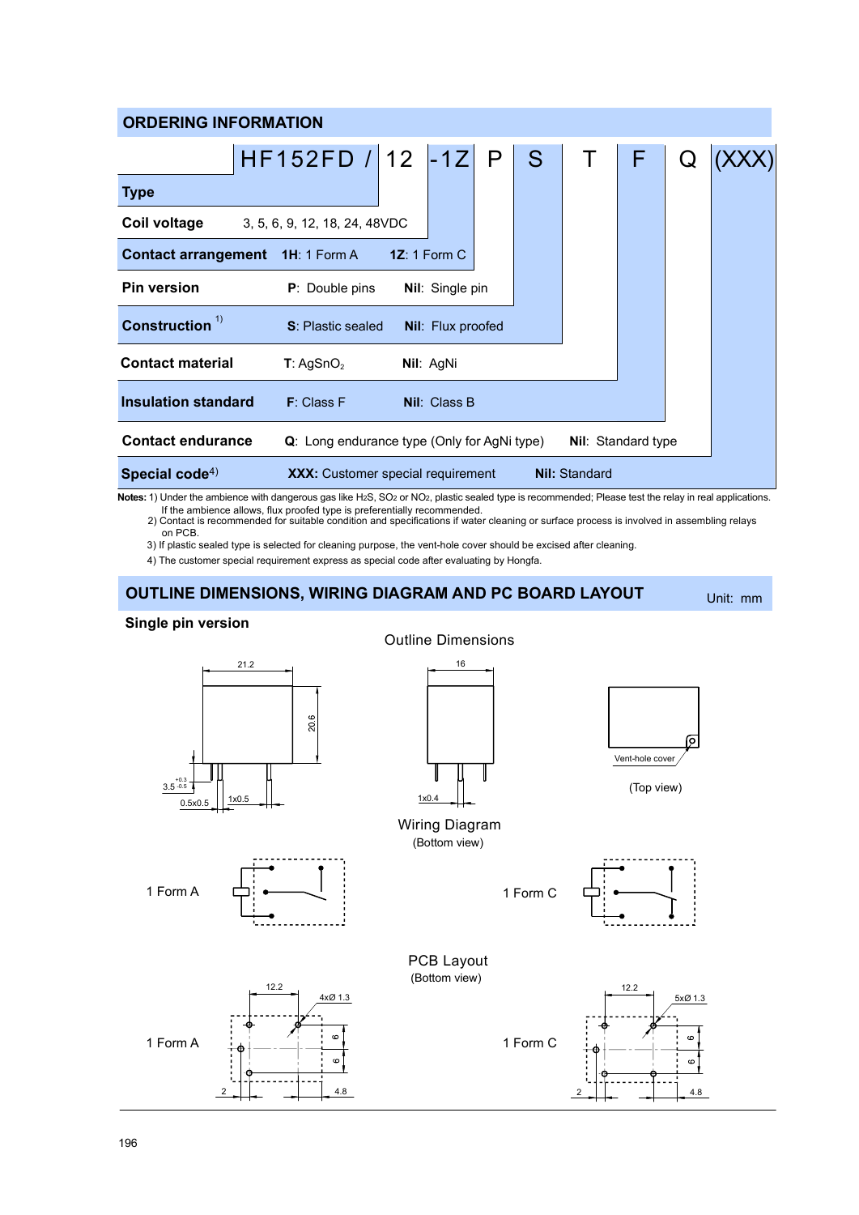## ORDERING INFORMATION

HF152FD / 12 -1Z P S T F Q (XXX)

| | | |
|---|---|---|
| **Type** | | |
| **Coil voltage** | 3, 5, 6, 9, 12, 18, 24, 48VDC | |
| **Contact arrangement** | **1H**: 1 Form A | **1Z**: 1 Form C |
| **Pin version** | **P**: Double pins | **Nil**: Single pin |
| **Construction** [1] | **S**: Plastic sealed | **Nil**: Flux proofed |
| **Contact material** | **T**: $AgSnO_2$ | **Nil**: AgNi |
| **Insulation standard** | **F**: Class F | **Nil**: Class B |
| **Contact endurance** | **Q**: Long endurance type (Only for AgNi type) | **Nil**: Standard type |
| **Special code**[4] | **XXX:** Customer special requirement | **Nil:** Standard |

**Notes:** 1) Under the ambience with dangerous gas like $H_2S$, $SO_2$ or $NO_2$, plastic sealed type is recommended; Please test the relay in real applications. If the ambience allows, flux proofed type is preferentially recommended.
2) Contact is recommended for suitable condition and specifications if water cleaning or surface process is involved in assembling relays on PCB.
3) If plastic sealed type is selected for cleaning purpose, the vent-hole cover should be excised after cleaning.
4) The customer special requirement express as special code after evaluating by Hongfa.

## OUTLINE DIMENSIONS, WIRING DIAGRAM AND PC BOARD LAYOUT

Unit: mm

### Single pin version

Outline Dimensions

21.2 20.6 16 $3.5^{+0.3}_{-0.5}$ 0.5x0.5 1x0.5 1x0.4

Vent-hole cover

(Top view)

Wiring Diagram

(Bottom view)

1 Form A 1 Form C

PCB Layout

(Bottom view)

1 Form A: 12.2 4xØ 1.3 6 6 2 4.8

1 Form C: 12.2 5xØ 1.3 6 6 2 4.8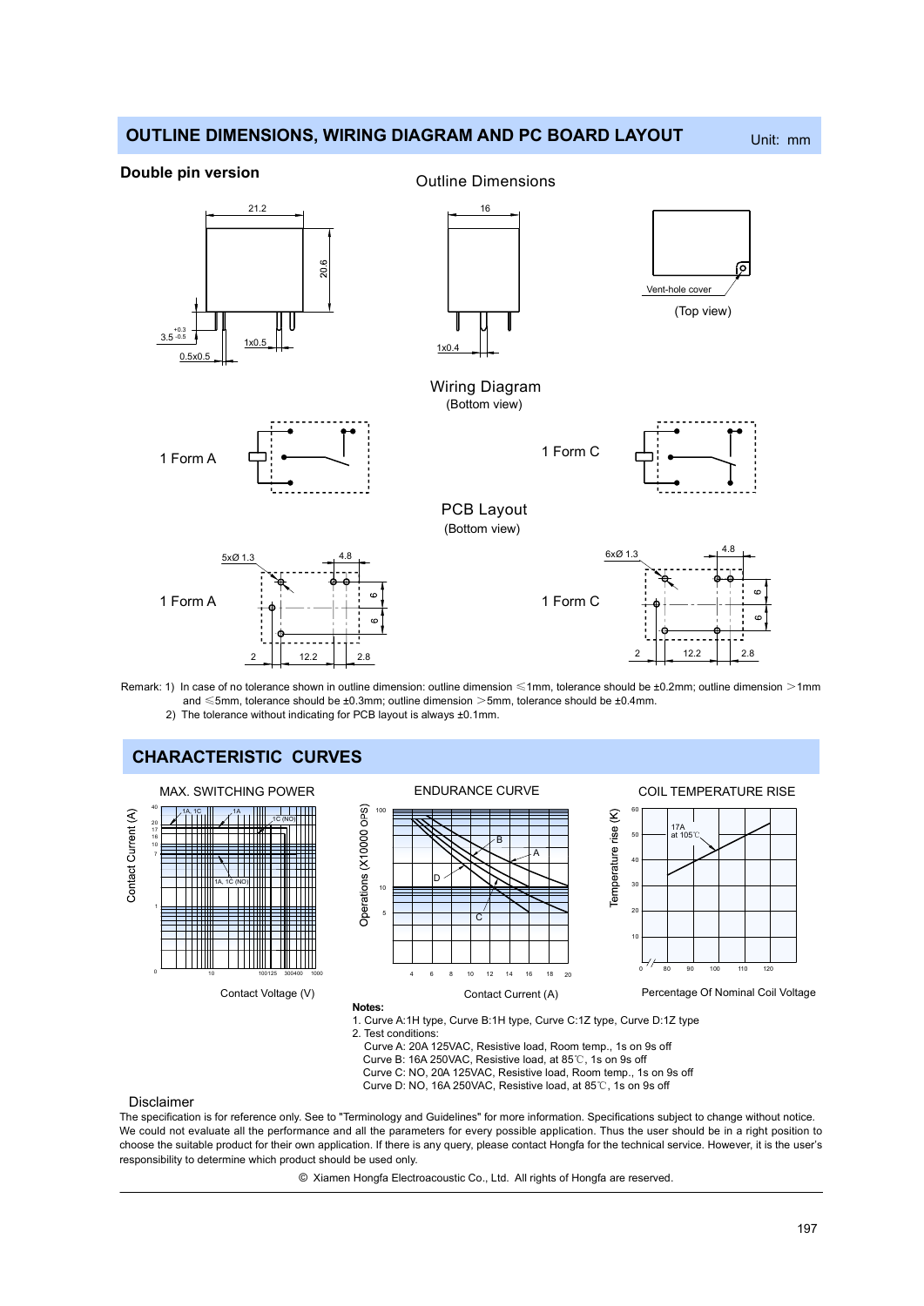## OUTLINE DIMENSIONS, WIRING DIAGRAM AND PC BOARD LAYOUT

Unit: mm

### Double pin version

Outline Dimensions

21.2

20.6

3.5 +0.3 -0.5

1x0.5

0.5x0.5

16

1x0.4

Vent-hole cover

(Top view)

Wiring Diagram
(Bottom view)

1 Form A

1 Form C

PCB Layout
(Bottom view)

1 Form A

5xØ 1.3

4.8

6

6

2

12.2

2.8

1 Form C

6xØ 1.3

4.8

6

6

2

12.2

2.8

Remark: 1) In case of no tolerance shown in outline dimension: outline dimension ≤1mm, tolerance should be ±0.2mm; outline dimension >1mm and ≤5mm, tolerance should be ±0.3mm; outline dimension >5mm, tolerance should be ±0.4mm.
2) The tolerance without indicating for PCB layout is always ±0.1mm.

## CHARACTERISTIC CURVES

MAX. SWITCHING POWER

Contact Current (A)

40
20
17
16
10
7
1
0

1A, 1C
1A
1C (NO)
1A, 1C (NO)

10
100125
300400
1000

Contact Voltage (V)

ENDURANCE CURVE

Operations (X10000 OPS)

100
10
5

A
B
C
D

4
6
8
10
12
14
16
18
20

Contact Current (A)

COIL TEMPERATURE RISE

Temperature rise (K)

60
50
40
30
20
10
0

17A
at 105℃

80
90
100
110
120

Percentage Of Nominal Coil Voltage

**Notes:**

1. Curve A:1H type, Curve B:1H type, Curve C:1Z type, Curve D:1Z type
2. Test conditions:
   Curve A: 20A 125VAC, Resistive load, Room temp., 1s on 9s off
   Curve B: 16A 250VAC, Resistive load, at 85℃, 1s on 9s off
   Curve C: NO, 20A 125VAC, Resistive load, Room temp., 1s on 9s off
   Curve D: NO, 16A 250VAC, Resistive load, at 85℃, 1s on 9s off

### Disclaimer

The specification is for reference only. See to "Terminology and Guidelines" for more information. Specifications subject to change without notice. We could not evaluate all the performance and all the parameters for every possible application. Thus the user should be in a right position to choose the suitable product for their own application. If there is any query, please contact Hongfa for the technical service. However, it is the user's responsibility to determine which product should be used only.

© Xiamen Hongfa Electroacoustic Co., Ltd. All rights of Hongfa are reserved.